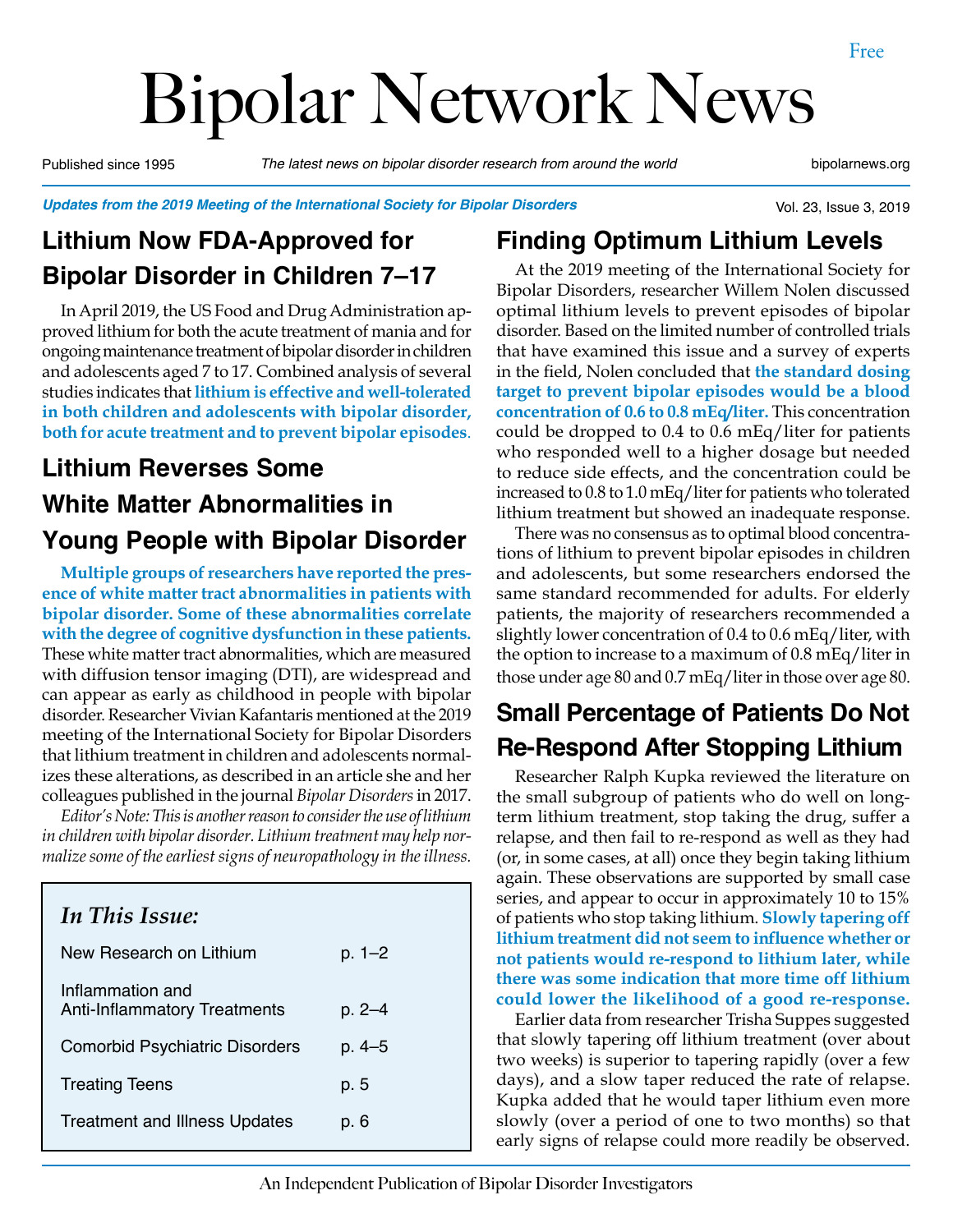Free

# Bipolar Network News

Published since 1995 | *The latest news on bipolar disorder research from around the world* | bipolarnews.org

***Updates from the 2019 Meeting of the International Society for Bipolar Disorders***

## Lithium Now FDA-Approved for Bipolar Disorder in Children 7–17

In April 2019, the US Food and Drug Administration approved lithium for both the acute treatment of mania and for ongoing maintenance treatment of bipolar disorder in children and adolescents aged 7 to 17. Combined analysis of several studies indicates that **lithium is effective and well-tolerated in both children and adolescents with bipolar disorder, both for acute treatment and to prevent bipolar episodes**.

## Lithium Reverses Some White Matter Abnormalities in Young People with Bipolar Disorder

**Multiple groups of researchers have reported the presence of white matter tract abnormalities in patients with bipolar disorder. Some of these abnormalities correlate with the degree of cognitive dysfunction in these patients.** These white matter tract abnormalities, which are measured with diffusion tensor imaging (DTI), are widespread and can appear as early as childhood in people with bipolar disorder. Researcher Vivian Kafantaris mentioned at the 2019 meeting of the International Society for Bipolar Disorders that lithium treatment in children and adolescents normalizes these alterations, as described in an article she and her colleagues published in the journal *Bipolar Disorders* in 2017.

*Editor's Note: This is another reason to consider the use of lithium in children with bipolar disorder. Lithium treatment may help normalize some of the earliest signs of neuropathology in the illness.*

### *In This Issue:*

| | |
|---|---|
| New Research on Lithium | p. 1–2 |
| Inflammation and Anti-Inflammatory Treatments | p. 2–4 |
| Comorbid Psychiatric Disorders | p. 4–5 |
| Treating Teens | p. 5 |
| Treatment and Illness Updates | p. 6 |

## Finding Optimum Lithium Levels

At the 2019 meeting of the International Society for Bipolar Disorders, researcher Willem Nolen discussed optimal lithium levels to prevent episodes of bipolar disorder. Based on the limited number of controlled trials that have examined this issue and a survey of experts in the field, Nolen concluded that **the standard dosing target to prevent bipolar episodes would be a blood concentration of 0.6 to 0.8 mEq/liter.** This concentration could be dropped to 0.4 to 0.6 mEq/liter for patients who responded well to a higher dosage but needed to reduce side effects, and the concentration could be increased to 0.8 to 1.0 mEq/liter for patients who tolerated lithium treatment but showed an inadequate response.

There was no consensus as to optimal blood concentrations of lithium to prevent bipolar episodes in children and adolescents, but some researchers endorsed the same standard recommended for adults. For elderly patients, the majority of researchers recommended a slightly lower concentration of 0.4 to 0.6 mEq/liter, with the option to increase to a maximum of 0.8 mEq/liter in those under age 80 and 0.7 mEq/liter in those over age 80.

## Small Percentage of Patients Do Not Re-Respond After Stopping Lithium

Researcher Ralph Kupka reviewed the literature on the small subgroup of patients who do well on long-term lithium treatment, stop taking the drug, suffer a relapse, and then fail to re-respond as well as they had (or, in some cases, at all) once they begin taking lithium again. These observations are supported by small case series, and appear to occur in approximately 10 to 15% of patients who stop taking lithium. **Slowly tapering off lithium treatment did not seem to influence whether or not patients would re-respond to lithium later, while there was some indication that more time off lithium could lower the likelihood of a good re-response.**

Earlier data from researcher Trisha Suppes suggested that slowly tapering off lithium treatment (over about two weeks) is superior to tapering rapidly (over a few days), and a slow taper reduced the rate of relapse. Kupka added that he would taper lithium even more slowly (over a period of one to two months) so that early signs of relapse could more readily be observed.

An Independent Publication of Bipolar Disorder Investigators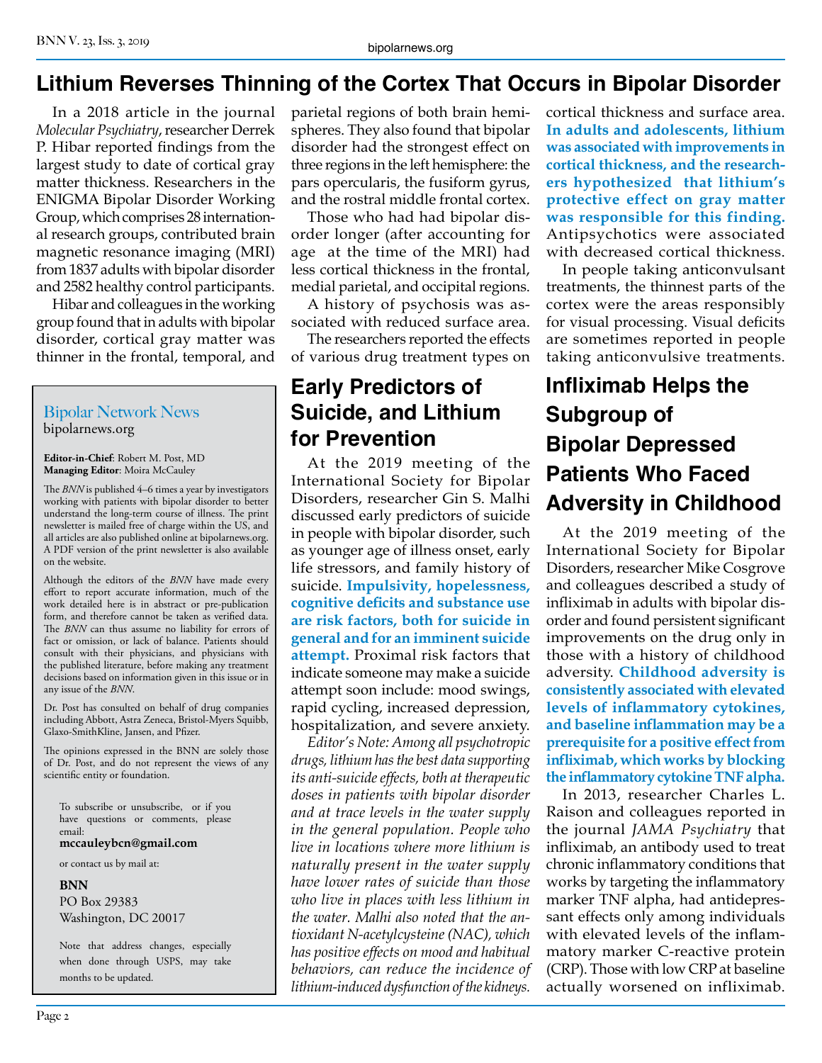# Lithium Reverses Thinning of the Cortex That Occurs in Bipolar Disorder

In a 2018 article in the journal *Molecular Psychiatry*, researcher Derrek P. Hibar reported findings from the largest study to date of cortical gray matter thickness. Researchers in the ENIGMA Bipolar Disorder Working Group, which comprises 28 international research groups, contributed brain magnetic resonance imaging (MRI) from 1837 adults with bipolar disorder and 2582 healthy control participants.

Hibar and colleagues in the working group found that in adults with bipolar disorder, cortical gray matter was thinner in the frontal, temporal, and parietal regions of both brain hemispheres. They also found that bipolar disorder had the strongest effect on three regions in the left hemisphere: the pars opercularis, the fusiform gyrus, and the rostral middle frontal cortex.

Those who had had bipolar disorder longer (after accounting for age at the time of the MRI) had less cortical thickness in the frontal, medial parietal, and occipital regions.

A history of psychosis was associated with reduced surface area.

The researchers reported the effects of various drug treatment types on cortical thickness and surface area. **In adults and adolescents, lithium was associated with improvements in cortical thickness, and the researchers hypothesized that lithium's protective effect on gray matter was responsible for this finding.** Antipsychotics were associated with decreased cortical thickness.

In people taking anticonvulsant treatments, the thinnest parts of the cortex were the areas responsibly for visual processing. Visual deficits are sometimes reported in people taking anticonvulsive treatments.

## Early Predictors of Suicide, and Lithium for Prevention

At the 2019 meeting of the International Society for Bipolar Disorders, researcher Gin S. Malhi discussed early predictors of suicide in people with bipolar disorder, such as younger age of illness onset, early life stressors, and family history of suicide. **Impulsivity, hopelessness, cognitive deficits and substance use are risk factors, both for suicide in general and for an imminent suicide attempt.** Proximal risk factors that indicate someone may make a suicide attempt soon include: mood swings, rapid cycling, increased depression, hospitalization, and severe anxiety.

*Editor's Note: Among all psychotropic drugs, lithium has the best data supporting its anti-suicide effects, both at therapeutic doses in patients with bipolar disorder and at trace levels in the water supply in the general population. People who live in locations where more lithium is naturally present in the water supply have lower rates of suicide than those who live in places with less lithium in the water. Malhi also noted that the antioxidant N-acetylcysteine (NAC), which has positive effects on mood and habitual behaviors, can reduce the incidence of lithium-induced dysfunction of the kidneys.*

## Infliximab Helps the Subgroup of Bipolar Depressed Patients Who Faced Adversity in Childhood

At the 2019 meeting of the International Society for Bipolar Disorders, researcher Mike Cosgrove and colleagues described a study of infliximab in adults with bipolar disorder and found persistent significant improvements on the drug only in those with a history of childhood adversity. **Childhood adversity is consistently associated with elevated levels of inflammatory cytokines, and baseline inflammation may be a prerequisite for a positive effect from infliximab, which works by blocking the inflammatory cytokine TNF alpha.**

In 2013, researcher Charles L. Raison and colleagues reported in the journal *JAMA Psychiatry* that infliximab, an antibody used to treat chronic inflammatory conditions that works by targeting the inflammatory marker TNF alpha, had antidepressant effects only among individuals with elevated levels of the inflammatory marker C-reactive protein (CRP). Those with low CRP at baseline actually worsened on infliximab.

---

**Bipolar Network News**
bipolarnews.org

**Editor-in-Chief**: Robert M. Post, MD
**Managing Editor**: Moira McCauley

The *BNN* is published 4–6 times a year by investigators working with patients with bipolar disorder to better understand the long-term course of illness. The print newsletter is mailed free of charge within the US, and all articles are also published online at bipolarnews.org. A PDF version of the print newsletter is also available on the website.

Although the editors of the *BNN* have made every effort to report accurate information, much of the work detailed here is in abstract or pre-publication form, and therefore cannot be taken as verified data. The *BNN* can thus assume no liability for errors of fact or omission, or lack of balance. Patients should consult with their physicians, and physicians with the published literature, before making any treatment decisions based on information given in this issue or in any issue of the *BNN*.

Dr. Post has consulted on behalf of drug companies including Abbott, Astra Zeneca, Bristol-Myers Squibb, Glaxo-SmithKline, Jansen, and Pfizer.

The opinions expressed in the BNN are solely those of Dr. Post, and do not represent the views of any scientific entity or foundation.

To subscribe or unsubscribe, or if you have questions or comments, please email:
**mccauleybcn@gmail.com**

or contact us by mail at:

**BNN**
PO Box 29383
Washington, DC 20017

Note that address changes, especially when done through USPS, may take months to be updated.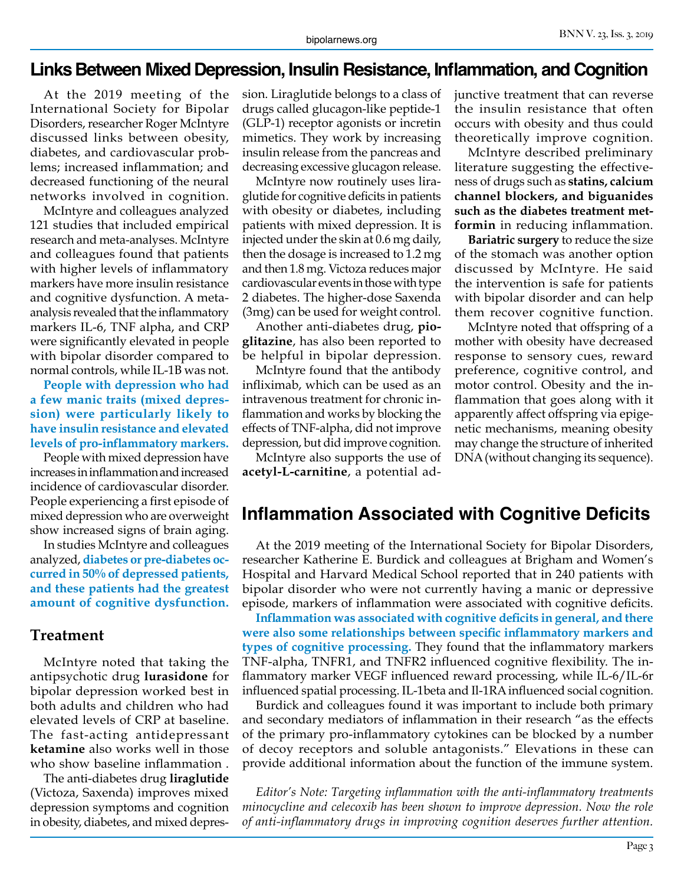## Links Between Mixed Depression, Insulin Resistance, Inflammation, and Cognition

At the 2019 meeting of the International Society for Bipolar Disorders, researcher Roger McIntyre discussed links between obesity, diabetes, and cardiovascular problems; increased inflammation; and decreased functioning of the neural networks involved in cognition.

McIntyre and colleagues analyzed 121 studies that included empirical research and meta-analyses. McIntyre and colleagues found that patients with higher levels of inflammatory markers have more insulin resistance and cognitive dysfunction. A meta-analysis revealed that the inflammatory markers IL-6, TNF alpha, and CRP were significantly elevated in people with bipolar disorder compared to normal controls, while IL-1B was not.

**People with depression who had a few manic traits (mixed depression) were particularly likely to have insulin resistance and elevated levels of pro-inflammatory markers.**

People with mixed depression have increases in inflammation and increased incidence of cardiovascular disorder. People experiencing a first episode of mixed depression who are overweight show increased signs of brain aging.

In studies McIntyre and colleagues analyzed, **diabetes or pre-diabetes occurred in 50% of depressed patients, and these patients had the greatest amount of cognitive dysfunction.**

### Treatment

McIntyre noted that taking the antipsychotic drug **lurasidone** for bipolar depression worked best in both adults and children who had elevated levels of CRP at baseline. The fast-acting antidepressant **ketamine** also works well in those who show baseline inflammation .

The anti-diabetes drug **liraglutide** (Victoza, Saxenda) improves mixed depression symptoms and cognition in obesity, diabetes, and mixed depression. Liraglutide belongs to a class of drugs called glucagon-like peptide-1 (GLP-1) receptor agonists or incretin mimetics. They work by increasing insulin release from the pancreas and decreasing excessive glucagon release.

McIntyre now routinely uses liraglutide for cognitive deficits in patients with obesity or diabetes, including patients with mixed depression. It is injected under the skin at 0.6 mg daily, then the dosage is increased to 1.2 mg and then 1.8 mg. Victoza reduces major cardiovascular events in those with type 2 diabetes. The higher-dose Saxenda (3mg) can be used for weight control.

Another anti-diabetes drug, **pioglitazine**, has also been reported to be helpful in bipolar depression.

McIntyre found that the antibody infliximab, which can be used as an intravenous treatment for chronic inflammation and works by blocking the effects of TNF-alpha, did not improve depression, but did improve cognition.

McIntyre also supports the use of **acetyl-L-carnitine**, a potential adjunctive treatment that can reverse the insulin resistance that often occurs with obesity and thus could theoretically improve cognition.

McIntyre described preliminary literature suggesting the effectiveness of drugs such as **statins, calcium channel blockers, and biguanides such as the diabetes treatment metformin** in reducing inflammation.

**Bariatric surgery** to reduce the size of the stomach was another option discussed by McIntyre. He said the intervention is safe for patients with bipolar disorder and can help them recover cognitive function.

McIntyre noted that offspring of a mother with obesity have decreased response to sensory cues, reward preference, cognitive control, and motor control. Obesity and the inflammation that goes along with it apparently affect offspring via epigenetic mechanisms, meaning obesity may change the structure of inherited DNA (without changing its sequence).

## Inflammation Associated with Cognitive Deficits

At the 2019 meeting of the International Society for Bipolar Disorders, researcher Katherine E. Burdick and colleagues at Brigham and Women's Hospital and Harvard Medical School reported that in 240 patients with bipolar disorder who were not currently having a manic or depressive episode, markers of inflammation were associated with cognitive deficits.

**Inflammation was associated with cognitive deficits in general, and there were also some relationships between specific inflammatory markers and types of cognitive processing.** They found that the inflammatory markers TNF-alpha, TNFR1, and TNFR2 influenced cognitive flexibility. The inflammatory marker VEGF influenced reward processing, while IL-6/IL-6r influenced spatial processing. IL-1beta and Il-1RA influenced social cognition.

Burdick and colleagues found it was important to include both primary and secondary mediators of inflammation in their research "as the effects of the primary pro-inflammatory cytokines can be blocked by a number of decoy receptors and soluble antagonists." Elevations in these can provide additional information about the function of the immune system.

*Editor's Note: Targeting inflammation with the anti-inflammatory treatments minocycline and celecoxib has been shown to improve depression. Now the role of anti-inflammatory drugs in improving cognition deserves further attention.*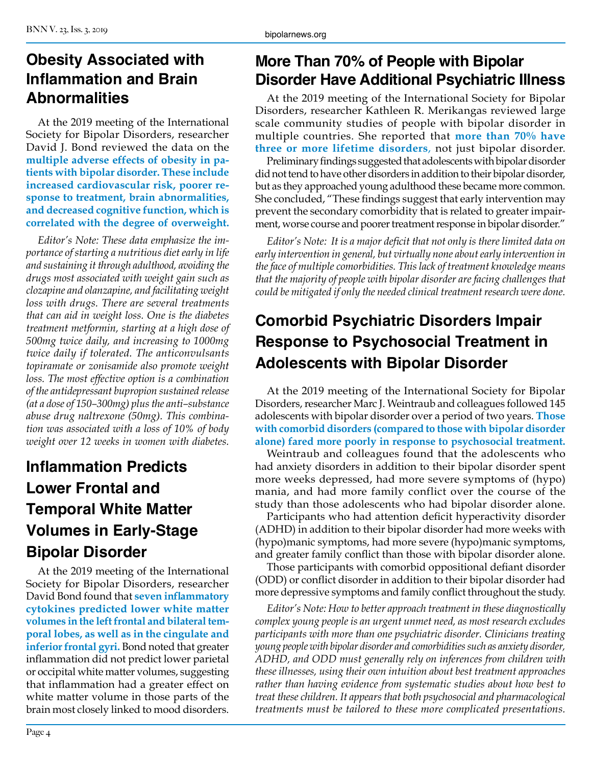## Obesity Associated with Inflammation and Brain Abnormalities

At the 2019 meeting of the International Society for Bipolar Disorders, researcher David J. Bond reviewed the data on the **multiple adverse effects of obesity in patients with bipolar disorder. These include increased cardiovascular risk, poorer response to treatment, brain abnormalities, and decreased cognitive function, which is correlated with the degree of overweight.**

*Editor's Note: These data emphasize the importance of starting a nutritious diet early in life and sustaining it through adulthood, avoiding the drugs most associated with weight gain such as clozapine and olanzapine, and facilitating weight loss with drugs. There are several treatments that can aid in weight loss. One is the diabetes treatment metformin, starting at a high dose of 500mg twice daily, and increasing to 1000mg twice daily if tolerated. The anticonvulsants topiramate or zonisamide also promote weight loss. The most effective option is a combination of the antidepressant bupropion sustained release (at a dose of 150–300mg) plus the anti–substance abuse drug naltrexone (50mg). This combination was associated with a loss of 10% of body weight over 12 weeks in women with diabetes.*

## Inflammation Predicts Lower Frontal and Temporal White Matter Volumes in Early-Stage Bipolar Disorder

At the 2019 meeting of the International Society for Bipolar Disorders, researcher David Bond found that **seven inflammatory cytokines predicted lower white matter volumes in the left frontal and bilateral temporal lobes, as well as in the cingulate and inferior frontal gyri.** Bond noted that greater inflammation did not predict lower parietal or occipital white matter volumes, suggesting that inflammation had a greater effect on white matter volume in those parts of the brain most closely linked to mood disorders.

## More Than 70% of People with Bipolar Disorder Have Additional Psychiatric Illness

At the 2019 meeting of the International Society for Bipolar Disorders, researcher Kathleen R. Merikangas reviewed large scale community studies of people with bipolar disorder in multiple countries. She reported that **more than 70% have three or more lifetime disorders,** not just bipolar disorder.

Preliminary findings suggested that adolescents with bipolar disorder did not tend to have other disorders in addition to their bipolar disorder, but as they approached young adulthood these became more common. She concluded, "These findings suggest that early intervention may prevent the secondary comorbidity that is related to greater impairment, worse course and poorer treatment response in bipolar disorder."

*Editor's Note: It is a major deficit that not only is there limited data on early intervention in general, but virtually none about early intervention in the face of multiple comorbidities. This lack of treatment knowledge means that the majority of people with bipolar disorder are facing challenges that could be mitigated if only the needed clinical treatment research were done.*

## Comorbid Psychiatric Disorders Impair Response to Psychosocial Treatment in Adolescents with Bipolar Disorder

At the 2019 meeting of the International Society for Bipolar Disorders, researcher Marc J. Weintraub and colleagues followed 145 adolescents with bipolar disorder over a period of two years. **Those with comorbid disorders (compared to those with bipolar disorder alone) fared more poorly in response to psychosocial treatment.**

Weintraub and colleagues found that the adolescents who had anxiety disorders in addition to their bipolar disorder spent more weeks depressed, had more severe symptoms of (hypo) mania, and had more family conflict over the course of the study than those adolescents who had bipolar disorder alone.

Participants who had attention deficit hyperactivity disorder (ADHD) in addition to their bipolar disorder had more weeks with (hypo)manic symptoms, had more severe (hypo)manic symptoms, and greater family conflict than those with bipolar disorder alone.

Those participants with comorbid oppositional defiant disorder (ODD) or conflict disorder in addition to their bipolar disorder had more depressive symptoms and family conflict throughout the study.

*Editor's Note: How to better approach treatment in these diagnostically complex young people is an urgent unmet need, as most research excludes participants with more than one psychiatric disorder. Clinicians treating young people with bipolar disorder and comorbidities such as anxiety disorder, ADHD, and ODD must generally rely on inferences from children with these illnesses, using their own intuition about best treatment approaches rather than having evidence from systematic studies about how best to treat these children. It appears that both psychosocial and pharmacological treatments must be tailored to these more complicated presentations.*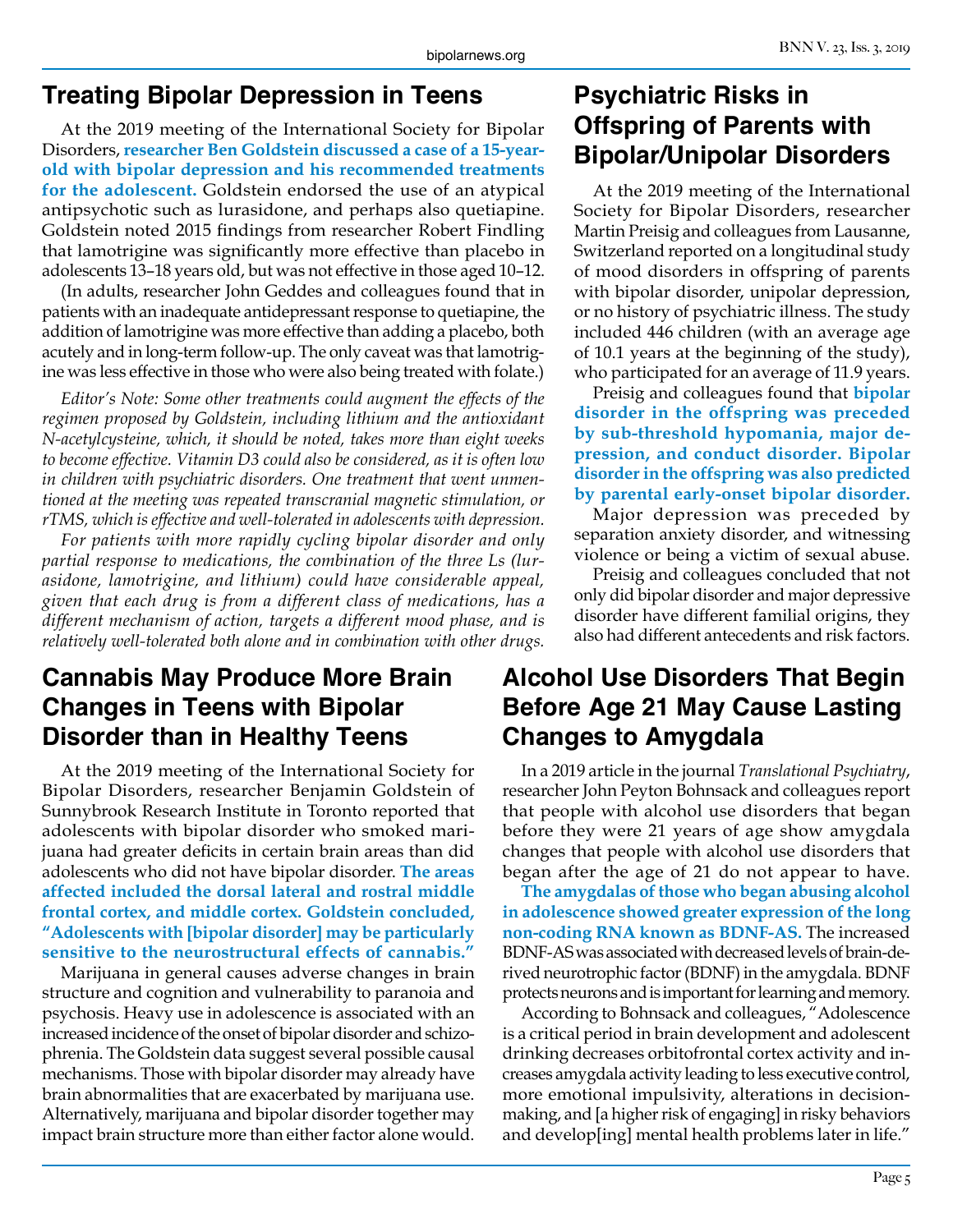## Treating Bipolar Depression in Teens

At the 2019 meeting of the International Society for Bipolar Disorders, **researcher Ben Goldstein discussed a case of a 15-year-old with bipolar depression and his recommended treatments for the adolescent.** Goldstein endorsed the use of an atypical antipsychotic such as lurasidone, and perhaps also quetiapine. Goldstein noted 2015 findings from researcher Robert Findling that lamotrigine was significantly more effective than placebo in adolescents 13–18 years old, but was not effective in those aged 10–12.

(In adults, researcher John Geddes and colleagues found that in patients with an inadequate antidepressant response to quetiapine, the addition of lamotrigine was more effective than adding a placebo, both acutely and in long-term follow-up. The only caveat was that lamotrigine was less effective in those who were also being treated with folate.)

*Editor's Note: Some other treatments could augment the effects of the regimen proposed by Goldstein, including lithium and the antioxidant N-acetylcysteine, which, it should be noted, takes more than eight weeks to become effective. Vitamin D3 could also be considered, as it is often low in children with psychiatric disorders. One treatment that went unmentioned at the meeting was repeated transcranial magnetic stimulation, or rTMS, which is effective and well-tolerated in adolescents with depression.*

*For patients with more rapidly cycling bipolar disorder and only partial response to medications, the combination of the three Ls (lurasidone, lamotrigine, and lithium) could have considerable appeal, given that each drug is from a different class of medications, has a different mechanism of action, targets a different mood phase, and is relatively well-tolerated both alone and in combination with other drugs.*

## Psychiatric Risks in Offspring of Parents with Bipolar/Unipolar Disorders

At the 2019 meeting of the International Society for Bipolar Disorders, researcher Martin Preisig and colleagues from Lausanne, Switzerland reported on a longitudinal study of mood disorders in offspring of parents with bipolar disorder, unipolar depression, or no history of psychiatric illness. The study included 446 children (with an average age of 10.1 years at the beginning of the study), who participated for an average of 11.9 years.

Preisig and colleagues found that **bipolar disorder in the offspring was preceded by sub-threshold hypomania, major depression, and conduct disorder. Bipolar disorder in the offspring was also predicted by parental early-onset bipolar disorder.**

Major depression was preceded by separation anxiety disorder, and witnessing violence or being a victim of sexual abuse.

Preisig and colleagues concluded that not only did bipolar disorder and major depressive disorder have different familial origins, they also had different antecedents and risk factors.

## Cannabis May Produce More Brain Changes in Teens with Bipolar Disorder than in Healthy Teens

At the 2019 meeting of the International Society for Bipolar Disorders, researcher Benjamin Goldstein of Sunnybrook Research Institute in Toronto reported that adolescents with bipolar disorder who smoked marijuana had greater deficits in certain brain areas than did adolescents who did not have bipolar disorder. **The areas affected included the dorsal lateral and rostral middle frontal cortex, and middle cortex. Goldstein concluded, "Adolescents with [bipolar disorder] may be particularly sensitive to the neurostructural effects of cannabis."**

Marijuana in general causes adverse changes in brain structure and cognition and vulnerability to paranoia and psychosis. Heavy use in adolescence is associated with an increased incidence of the onset of bipolar disorder and schizophrenia. The Goldstein data suggest several possible causal mechanisms. Those with bipolar disorder may already have brain abnormalities that are exacerbated by marijuana use. Alternatively, marijuana and bipolar disorder together may impact brain structure more than either factor alone would.

## Alcohol Use Disorders That Begin Before Age 21 May Cause Lasting Changes to Amygdala

In a 2019 article in the journal *Translational Psychiatry*, researcher John Peyton Bohnsack and colleagues report that people with alcohol use disorders that began before they were 21 years of age show amygdala changes that people with alcohol use disorders that began after the age of 21 do not appear to have.

**The amygdalas of those who began abusing alcohol in adolescence showed greater expression of the long non-coding RNA known as BDNF-AS.** The increased BDNF-AS was associated with decreased levels of brain-derived neurotrophic factor (BDNF) in the amygdala. BDNF protects neurons and is important for learning and memory.

According to Bohnsack and colleagues, "Adolescence is a critical period in brain development and adolescent drinking decreases orbitofrontal cortex activity and increases amygdala activity leading to less executive control, more emotional impulsivity, alterations in decision-making, and [a higher risk of engaging] in risky behaviors and develop[ing] mental health problems later in life."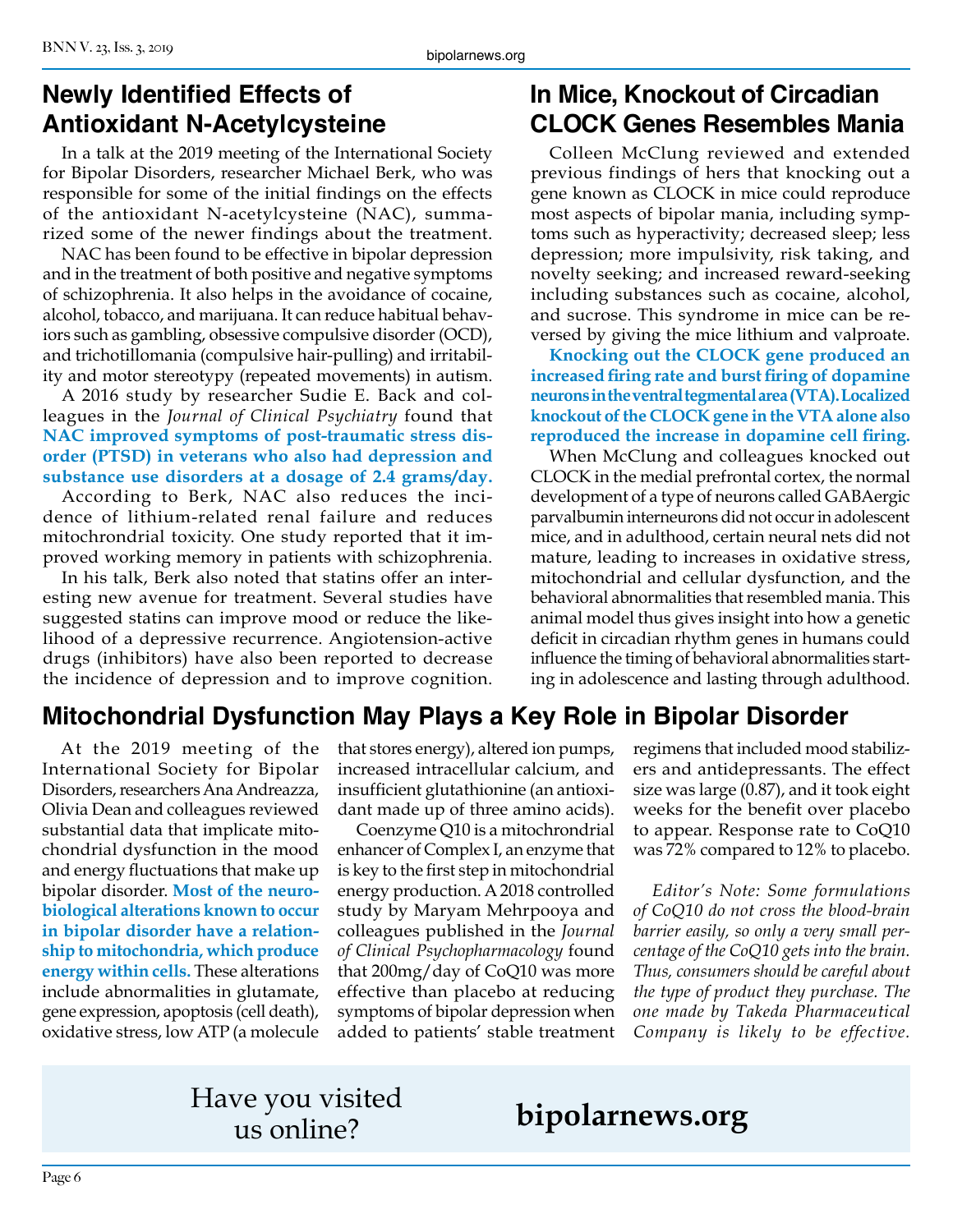## Newly Identified Effects of Antioxidant N-Acetylcysteine

In a talk at the 2019 meeting of the International Society for Bipolar Disorders, researcher Michael Berk, who was responsible for some of the initial findings on the effects of the antioxidant N-acetylcysteine (NAC), summarized some of the newer findings about the treatment.

NAC has been found to be effective in bipolar depression and in the treatment of both positive and negative symptoms of schizophrenia. It also helps in the avoidance of cocaine, alcohol, tobacco, and marijuana. It can reduce habitual behaviors such as gambling, obsessive compulsive disorder (OCD), and trichotillomania (compulsive hair-pulling) and irritability and motor stereotypy (repeated movements) in autism.

A 2016 study by researcher Sudie E. Back and colleagues in the *Journal of Clinical Psychiatry* found that **NAC improved symptoms of post-traumatic stress disorder (PTSD) in veterans who also had depression and substance use disorders at a dosage of 2.4 grams/day.**

According to Berk, NAC also reduces the incidence of lithium-related renal failure and reduces mitochrondrial toxicity. One study reported that it improved working memory in patients with schizophrenia.

In his talk, Berk also noted that statins offer an interesting new avenue for treatment. Several studies have suggested statins can improve mood or reduce the likelihood of a depressive recurrence. Angiotension-active drugs (inhibitors) have also been reported to decrease the incidence of depression and to improve cognition.

## In Mice, Knockout of Circadian CLOCK Genes Resembles Mania

Colleen McClung reviewed and extended previous findings of hers that knocking out a gene known as CLOCK in mice could reproduce most aspects of bipolar mania, including symptoms such as hyperactivity; decreased sleep; less depression; more impulsivity, risk taking, and novelty seeking; and increased reward-seeking including substances such as cocaine, alcohol, and sucrose. This syndrome in mice can be reversed by giving the mice lithium and valproate.

**Knocking out the CLOCK gene produced an increased firing rate and burst firing of dopamine neurons in the ventral tegmental area (VTA). Localized knockout of the CLOCK gene in the VTA alone also reproduced the increase in dopamine cell firing.**

When McClung and colleagues knocked out CLOCK in the medial prefrontal cortex, the normal development of a type of neurons called GABAergic parvalbumin interneurons did not occur in adolescent mice, and in adulthood, certain neural nets did not mature, leading to increases in oxidative stress, mitochondrial and cellular dysfunction, and the behavioral abnormalities that resembled mania. This animal model thus gives insight into how a genetic deficit in circadian rhythm genes in humans could influence the timing of behavioral abnormalities starting in adolescence and lasting through adulthood.

## Mitochondrial Dysfunction May Plays a Key Role in Bipolar Disorder

At the 2019 meeting of the International Society for Bipolar Disorders, researchers Ana Andreazza, Olivia Dean and colleagues reviewed substantial data that implicate mitochondrial dysfunction in the mood and energy fluctuations that make up bipolar disorder. **Most of the neurobiological alterations known to occur in bipolar disorder have a relationship to mitochondria, which produce energy within cells.** These alterations include abnormalities in glutamate, gene expression, apoptosis (cell death), oxidative stress, low ATP (a molecule that stores energy), altered ion pumps, increased intracellular calcium, and insufficient glutathionine (an antioxidant made up of three amino acids).

Coenzyme Q10 is a mitochrondrial enhancer of Complex I, an enzyme that is key to the first step in mitochondrial energy production. A 2018 controlled study by Maryam Mehrpooya and colleagues published in the *Journal of Clinical Psychopharmacology* found that 200mg/day of CoQ10 was more effective than placebo at reducing symptoms of bipolar depression when added to patients' stable treatment regimens that included mood stabilizers and antidepressants. The effect size was large (0.87), and it took eight weeks for the benefit over placebo to appear. Response rate to CoQ10 was 72% compared to 12% to placebo.

*Editor's Note: Some formulations of CoQ10 do not cross the blood-brain barrier easily, so only a very small percentage of the CoQ10 gets into the brain. Thus, consumers should be careful about the type of product they purchase. The one made by Takeda Pharmaceutical Company is likely to be effective.*

Have you visited us online? **bipolarnews.org**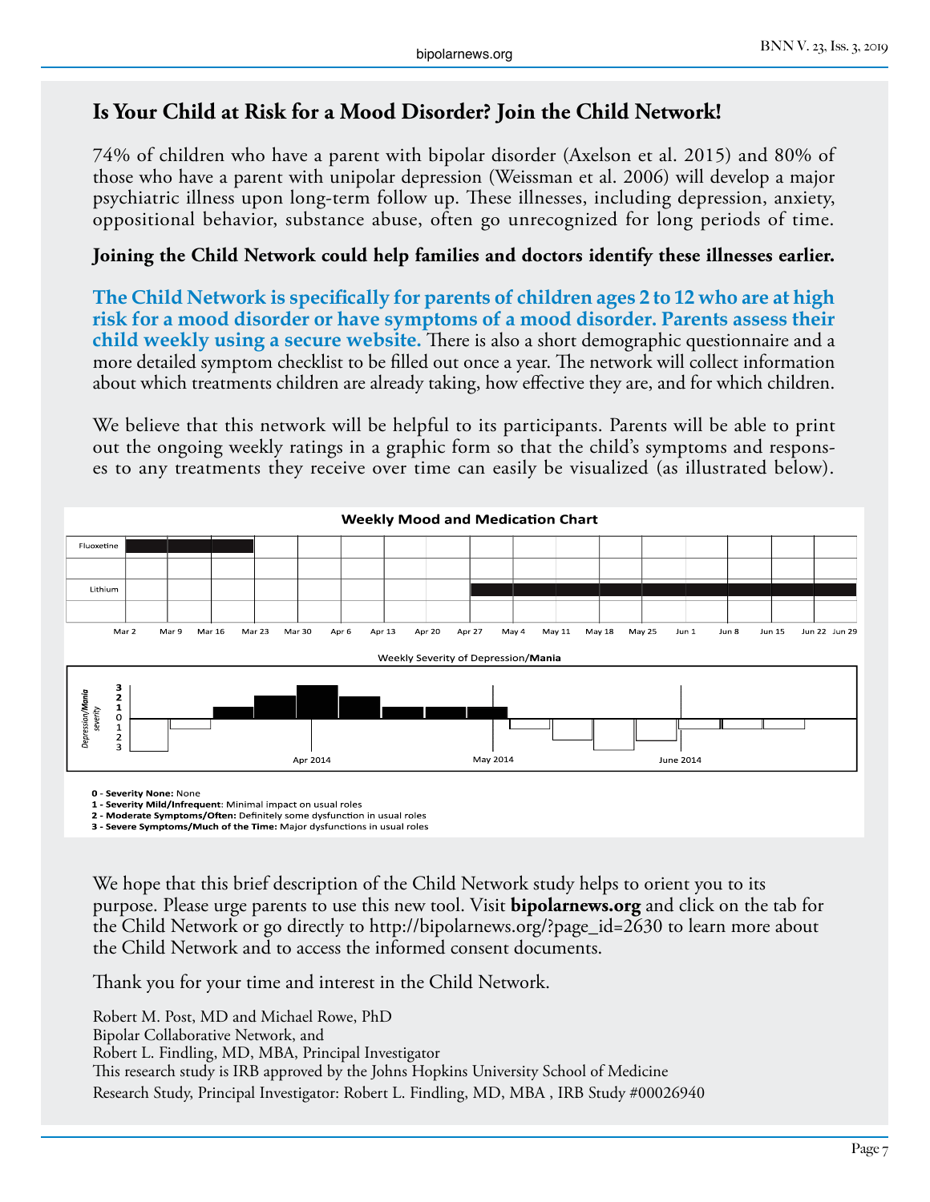## Is Your Child at Risk for a Mood Disorder? Join the Child Network!

74% of children who have a parent with bipolar disorder (Axelson et al. 2015) and 80% of those who have a parent with unipolar depression (Weissman et al. 2006) will develop a major psychiatric illness upon long-term follow up. These illnesses, including depression, anxiety, oppositional behavior, substance abuse, often go unrecognized for long periods of time.

**Joining the Child Network could help families and doctors identify these illnesses earlier.**

**The Child Network is specifically for parents of children ages 2 to 12 who are at high risk for a mood disorder or have symptoms of a mood disorder. Parents assess their child weekly using a secure website.** There is also a short demographic questionnaire and a more detailed symptom checklist to be filled out once a year. The network will collect information about which treatments children are already taking, how effective they are, and for which children.

We believe that this network will be helpful to its participants. Parents will be able to print out the ongoing weekly ratings in a graphic form so that the child's symptoms and responses to any treatments they receive over time can easily be visualized (as illustrated below).

**Weekly Mood and Medication Chart**

Fluoxetine · Lithium

Mar 2 · Mar 9 · Mar 16 · Mar 23 · Mar 30 · Apr 6 · Apr 13 · Apr 20 · Apr 27 · May 4 · May 11 · May 18 · May 25 · Jun 1 · Jun 8 · Jun 15 · Jun 22 · Jun 29

Weekly Severity of Depression/**Mania**

*Depression/**Mania** severity*: 3, 2, 1, 0, 1, 2, 3

Apr 2014 · May 2014 · June 2014

**0 - Severity None:** None
**1 - Severity Mild/Infrequent**: Minimal impact on usual roles
**2 - Moderate Symptoms/Often:** Definitely some dysfunction in usual roles
**3 - Severe Symptoms/Much of the Time:** Major dysfunctions in usual roles

We hope that this brief description of the Child Network study helps to orient you to its purpose. Please urge parents to use this new tool. Visit **bipolarnews.org** and click on the tab for the Child Network or go directly to http://bipolarnews.org/?page_id=2630 to learn more about the Child Network and to access the informed consent documents.

Thank you for your time and interest in the Child Network.

Robert M. Post, MD and Michael Rowe, PhD
Bipolar Collaborative Network, and
Robert L. Findling, MD, MBA, Principal Investigator
This research study is IRB approved by the Johns Hopkins University School of Medicine
Research Study, Principal Investigator: Robert L. Findling, MD, MBA , IRB Study #00026940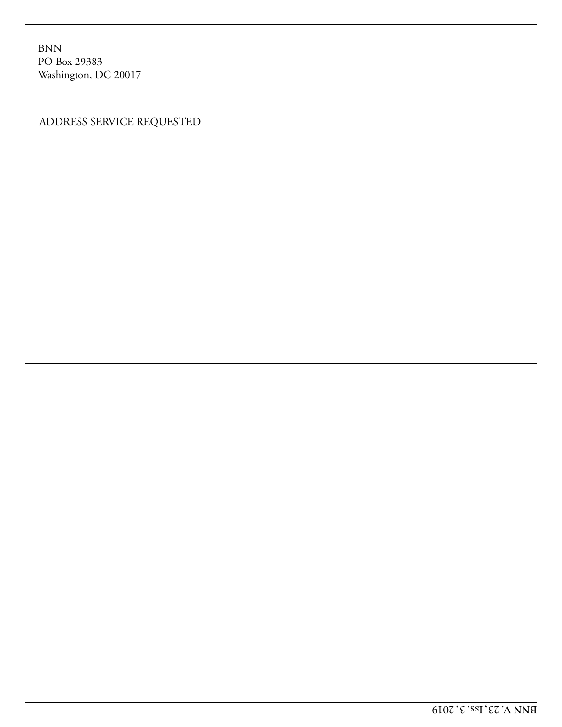BNN
PO Box 29383
Washington, DC 20017

ADDRESS SERVICE REQUESTED